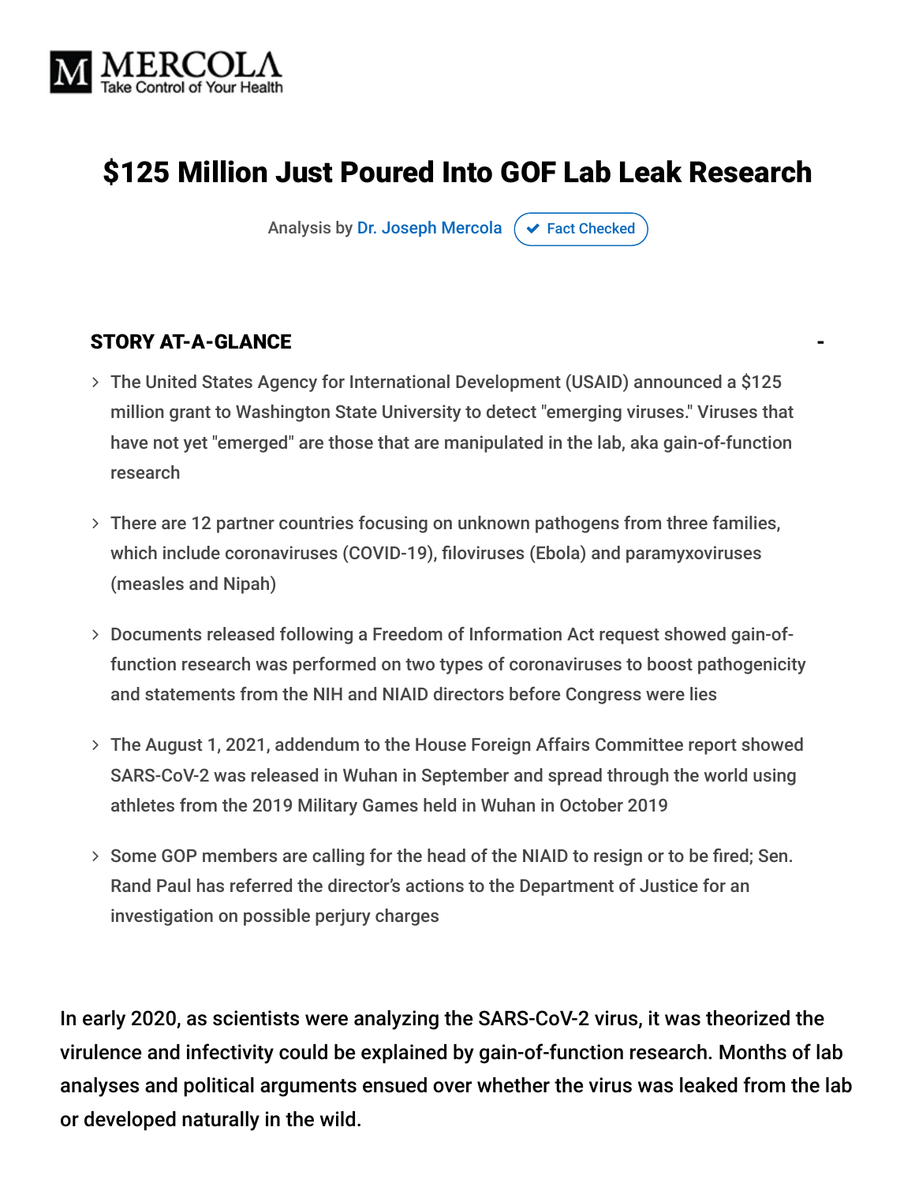# $125 Million Just Poured Into GOF Lab Leak Research

Analysis by Dr. Joseph Mercola ✔ Fact Checked

## STORY AT-A-GLANCE

- The United States Agency for International Development (USAID) announced a $125 million grant to Washington State University to detect "emerging viruses." Viruses that have not yet "emerged" are those that are manipulated in the lab, aka gain-of-function research
- There are 12 partner countries focusing on unknown pathogens from three families, which include coronaviruses (COVID-19), filoviruses (Ebola) and paramyxoviruses (measles and Nipah)
- Documents released following a Freedom of Information Act request showed gain-of-function research was performed on two types of coronaviruses to boost pathogenicity and statements from the NIH and NIAID directors before Congress were lies
- The August 1, 2021, addendum to the House Foreign Affairs Committee report showed SARS-CoV-2 was released in Wuhan in September and spread through the world using athletes from the 2019 Military Games held in Wuhan in October 2019
- Some GOP members are calling for the head of the NIAID to resign or to be fired; Sen. Rand Paul has referred the director's actions to the Department of Justice for an investigation on possible perjury charges

In early 2020, as scientists were analyzing the SARS-CoV-2 virus, it was theorized the virulence and infectivity could be explained by gain-of-function research. Months of lab analyses and political arguments ensued over whether the virus was leaked from the lab or developed naturally in the wild.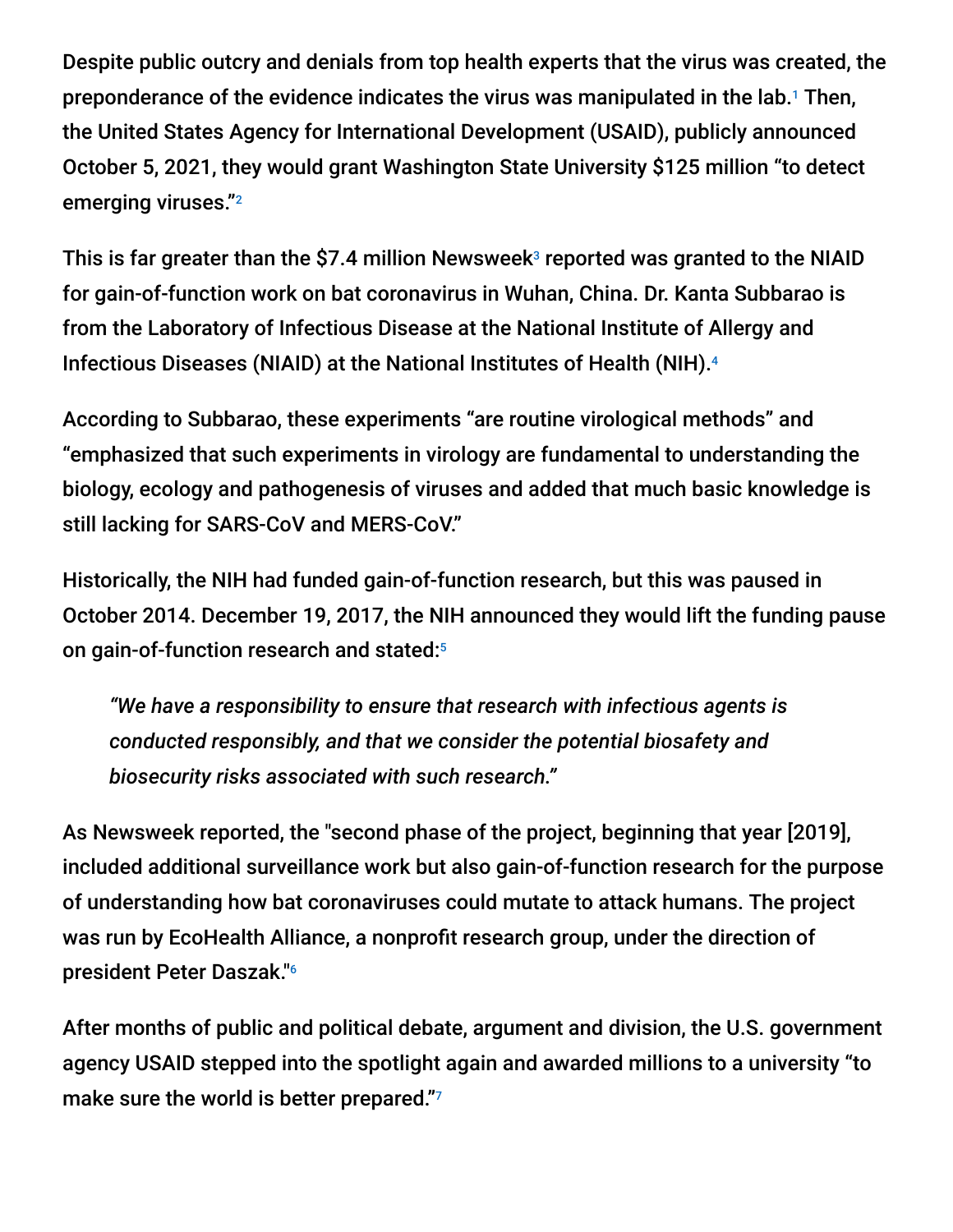Despite public outcry and denials from top health experts that the virus was created, the preponderance of the evidence indicates the virus was manipulated in the lab.[1] Then, the United States Agency for International Development (USAID), publicly announced October 5, 2021, they would grant Washington State University $125 million "to detect emerging viruses."[2]

This is far greater than the $7.4 million Newsweek[3] reported was granted to the NIAID for gain-of-function work on bat coronavirus in Wuhan, China. Dr. Kanta Subbarao is from the Laboratory of Infectious Disease at the National Institute of Allergy and Infectious Diseases (NIAID) at the National Institutes of Health (NIH).[4]

According to Subbarao, these experiments "are routine virological methods" and "emphasized that such experiments in virology are fundamental to understanding the biology, ecology and pathogenesis of viruses and added that much basic knowledge is still lacking for SARS-CoV and MERS-CoV."

Historically, the NIH had funded gain-of-function research, but this was paused in October 2014. December 19, 2017, the NIH announced they would lift the funding pause on gain-of-function research and stated:[5]

> *"We have a responsibility to ensure that research with infectious agents is conducted responsibly, and that we consider the potential biosafety and biosecurity risks associated with such research."*

As Newsweek reported, the "second phase of the project, beginning that year [2019], included additional surveillance work but also gain-of-function research for the purpose of understanding how bat coronaviruses could mutate to attack humans. The project was run by EcoHealth Alliance, a nonprofit research group, under the direction of president Peter Daszak."[6]

After months of public and political debate, argument and division, the U.S. government agency USAID stepped into the spotlight again and awarded millions to a university "to make sure the world is better prepared."[7]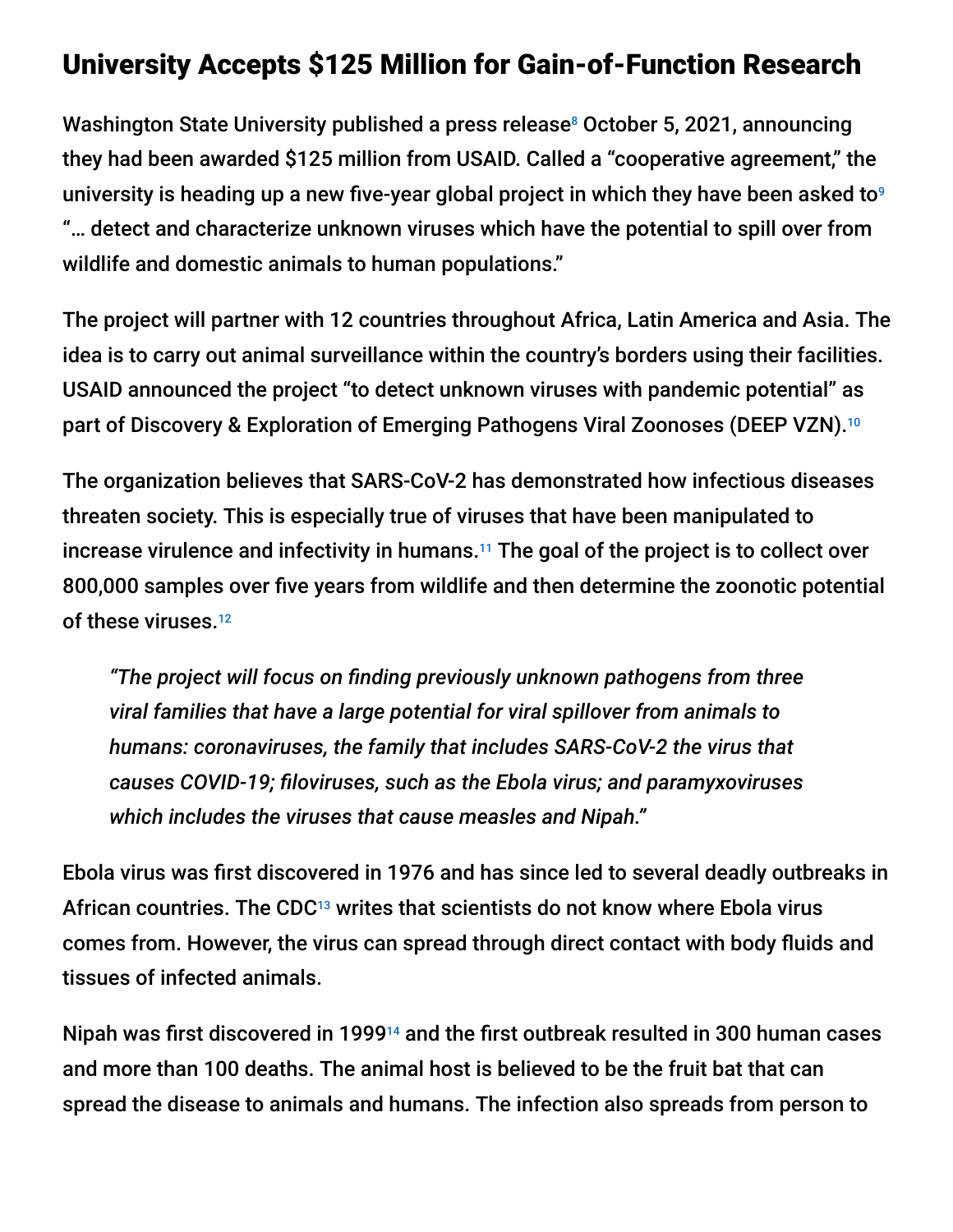## University Accepts $125 Million for Gain-of-Function Research

Washington State University published a press release[8] October 5, 2021, announcing they had been awarded $125 million from USAID. Called a "cooperative agreement," the university is heading up a new five-year global project in which they have been asked to[9] "… detect and characterize unknown viruses which have the potential to spill over from wildlife and domestic animals to human populations."

The project will partner with 12 countries throughout Africa, Latin America and Asia. The idea is to carry out animal surveillance within the country's borders using their facilities. USAID announced the project "to detect unknown viruses with pandemic potential" as part of Discovery & Exploration of Emerging Pathogens Viral Zoonoses (DEEP VZN).[10]

The organization believes that SARS-CoV-2 has demonstrated how infectious diseases threaten society. This is especially true of viruses that have been manipulated to increase virulence and infectivity in humans.[11] The goal of the project is to collect over 800,000 samples over five years from wildlife and then determine the zoonotic potential of these viruses.[12]

> *"The project will focus on finding previously unknown pathogens from three viral families that have a large potential for viral spillover from animals to humans: coronaviruses, the family that includes SARS-CoV-2 the virus that causes COVID-19; filoviruses, such as the Ebola virus; and paramyxoviruses which includes the viruses that cause measles and Nipah."*

Ebola virus was first discovered in 1976 and has since led to several deadly outbreaks in African countries. The CDC[13] writes that scientists do not know where Ebola virus comes from. However, the virus can spread through direct contact with body fluids and tissues of infected animals.

Nipah was first discovered in 1999[14] and the first outbreak resulted in 300 human cases and more than 100 deaths. The animal host is believed to be the fruit bat that can spread the disease to animals and humans. The infection also spreads from person to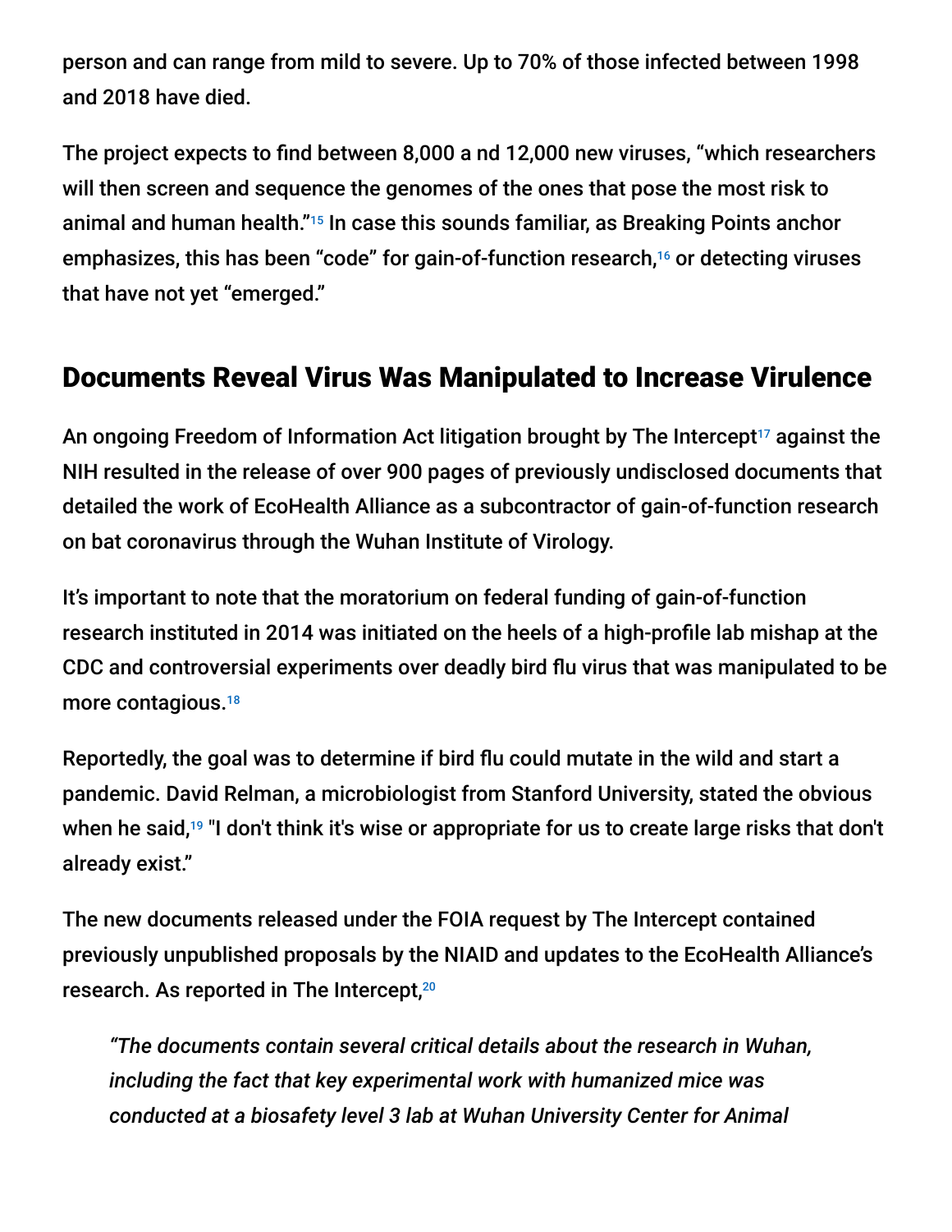person and can range from mild to severe. Up to 70% of those infected between 1998 and 2018 have died.

The project expects to find between 8,000 a nd 12,000 new viruses, "which researchers will then screen and sequence the genomes of the ones that pose the most risk to animal and human health."[15] In case this sounds familiar, as Breaking Points anchor emphasizes, this has been "code" for gain-of-function research,[16] or detecting viruses that have not yet "emerged."

## Documents Reveal Virus Was Manipulated to Increase Virulence

An ongoing Freedom of Information Act litigation brought by The Intercept[17] against the NIH resulted in the release of over 900 pages of previously undisclosed documents that detailed the work of EcoHealth Alliance as a subcontractor of gain-of-function research on bat coronavirus through the Wuhan Institute of Virology.

It's important to note that the moratorium on federal funding of gain-of-function research instituted in 2014 was initiated on the heels of a high-profile lab mishap at the CDC and controversial experiments over deadly bird flu virus that was manipulated to be more contagious.[18]

Reportedly, the goal was to determine if bird flu could mutate in the wild and start a pandemic. David Relman, a microbiologist from Stanford University, stated the obvious when he said,[19] "I don't think it's wise or appropriate for us to create large risks that don't already exist."

The new documents released under the FOIA request by The Intercept contained previously unpublished proposals by the NIAID and updates to the EcoHealth Alliance's research. As reported in The Intercept,[20]

> *"The documents contain several critical details about the research in Wuhan, including the fact that key experimental work with humanized mice was conducted at a biosafety level 3 lab at Wuhan University Center for Animal*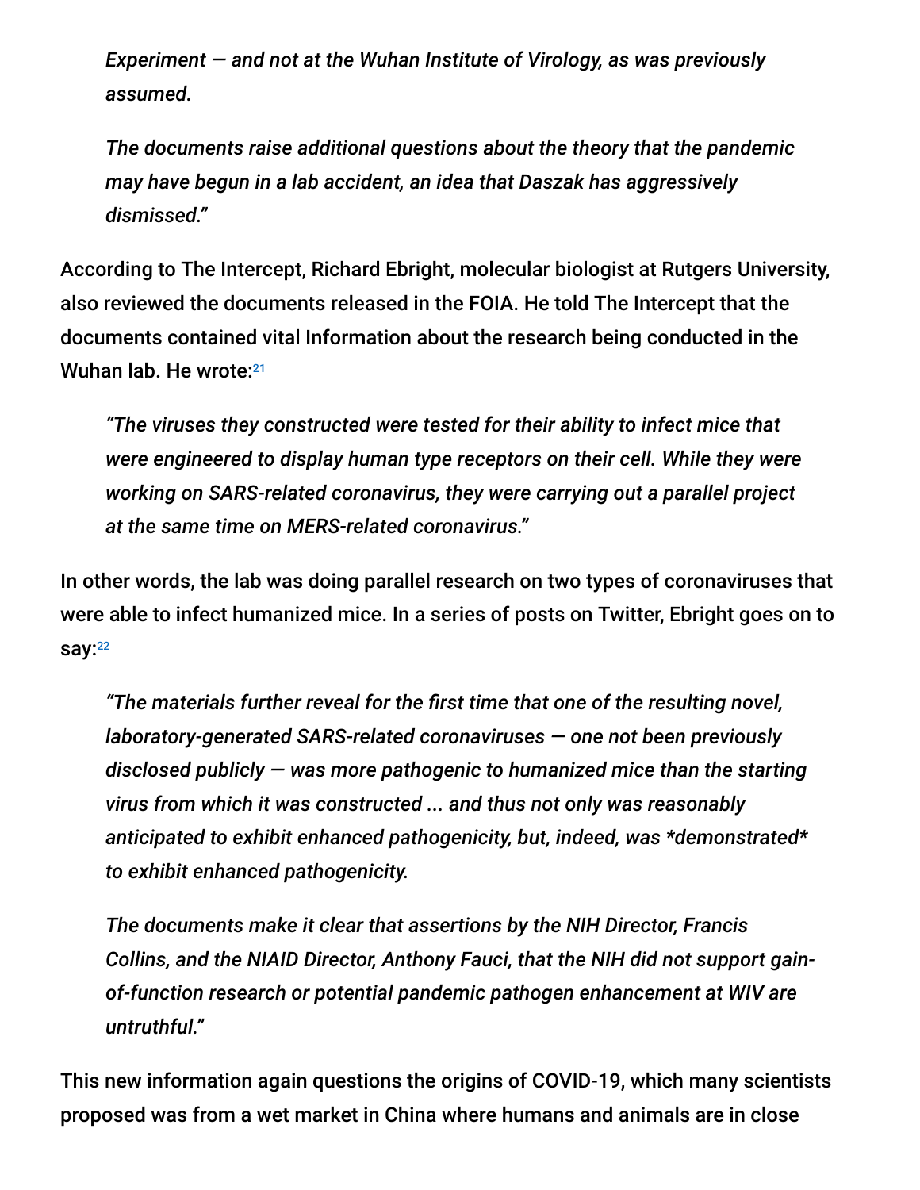*Experiment — and not at the Wuhan Institute of Virology, as was previously assumed.*

*The documents raise additional questions about the theory that the pandemic may have begun in a lab accident, an idea that Daszak has aggressively dismissed."*

According to The Intercept, Richard Ebright, molecular biologist at Rutgers University, also reviewed the documents released in the FOIA. He told The Intercept that the documents contained vital Information about the research being conducted in the Wuhan lab. He wrote:[21]

*"The viruses they constructed were tested for their ability to infect mice that were engineered to display human type receptors on their cell. While they were working on SARS-related coronavirus, they were carrying out a parallel project at the same time on MERS-related coronavirus."*

In other words, the lab was doing parallel research on two types of coronaviruses that were able to infect humanized mice. In a series of posts on Twitter, Ebright goes on to say:[22]

*"The materials further reveal for the first time that one of the resulting novel, laboratory-generated SARS-related coronaviruses — one not been previously disclosed publicly — was more pathogenic to humanized mice than the starting virus from which it was constructed ... and thus not only was reasonably anticipated to exhibit enhanced pathogenicity, but, indeed, was *demonstrated* to exhibit enhanced pathogenicity.*

*The documents make it clear that assertions by the NIH Director, Francis Collins, and the NIAID Director, Anthony Fauci, that the NIH did not support gain-of-function research or potential pandemic pathogen enhancement at WIV are untruthful."*

This new information again questions the origins of COVID-19, which many scientists proposed was from a wet market in China where humans and animals are in close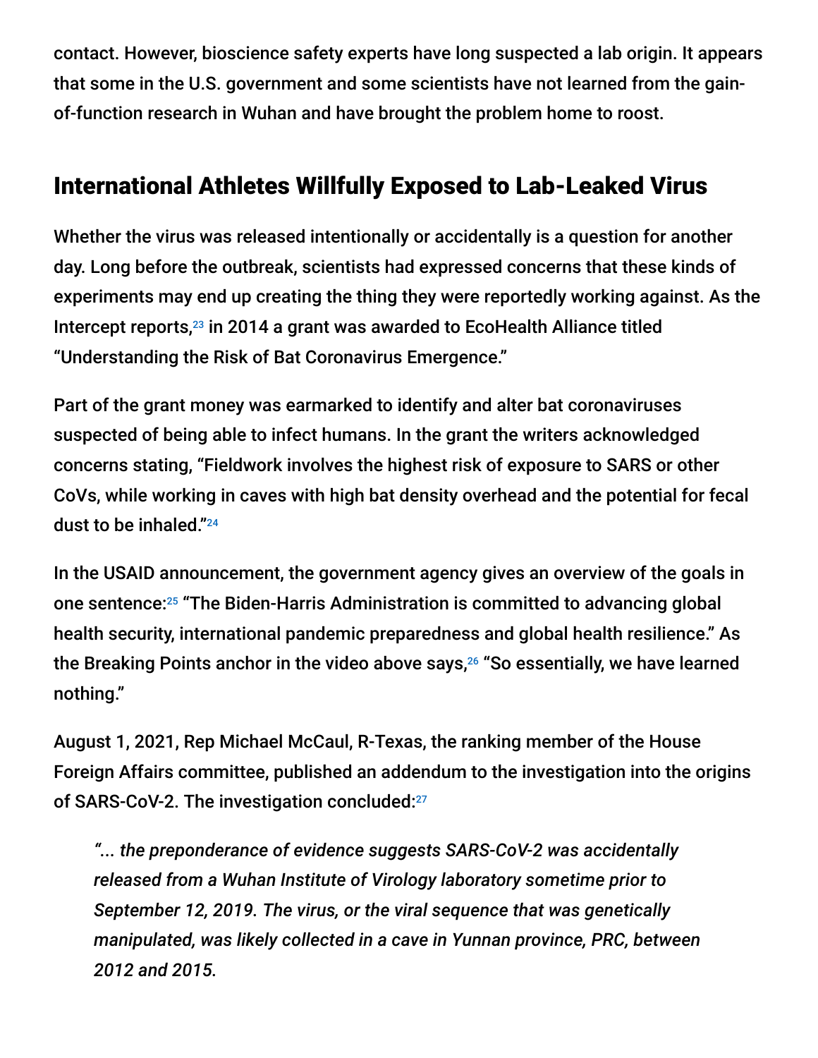contact. However, bioscience safety experts have long suspected a lab origin. It appears that some in the U.S. government and some scientists have not learned from the gain-of-function research in Wuhan and have brought the problem home to roost.

## International Athletes Willfully Exposed to Lab-Leaked Virus

Whether the virus was released intentionally or accidentally is a question for another day. Long before the outbreak, scientists had expressed concerns that these kinds of experiments may end up creating the thing they were reportedly working against. As the Intercept reports,[23] in 2014 a grant was awarded to EcoHealth Alliance titled "Understanding the Risk of Bat Coronavirus Emergence."

Part of the grant money was earmarked to identify and alter bat coronaviruses suspected of being able to infect humans. In the grant the writers acknowledged concerns stating, "Fieldwork involves the highest risk of exposure to SARS or other CoVs, while working in caves with high bat density overhead and the potential for fecal dust to be inhaled."[24]

In the USAID announcement, the government agency gives an overview of the goals in one sentence:[25] "The Biden-Harris Administration is committed to advancing global health security, international pandemic preparedness and global health resilience." As the Breaking Points anchor in the video above says,[26] "So essentially, we have learned nothing."

August 1, 2021, Rep Michael McCaul, R-Texas, the ranking member of the House Foreign Affairs committee, published an addendum to the investigation into the origins of SARS-CoV-2. The investigation concluded:[27]

> *"... the preponderance of evidence suggests SARS-CoV-2 was accidentally released from a Wuhan Institute of Virology laboratory sometime prior to September 12, 2019. The virus, or the viral sequence that was genetically manipulated, was likely collected in a cave in Yunnan province, PRC, between 2012 and 2015.*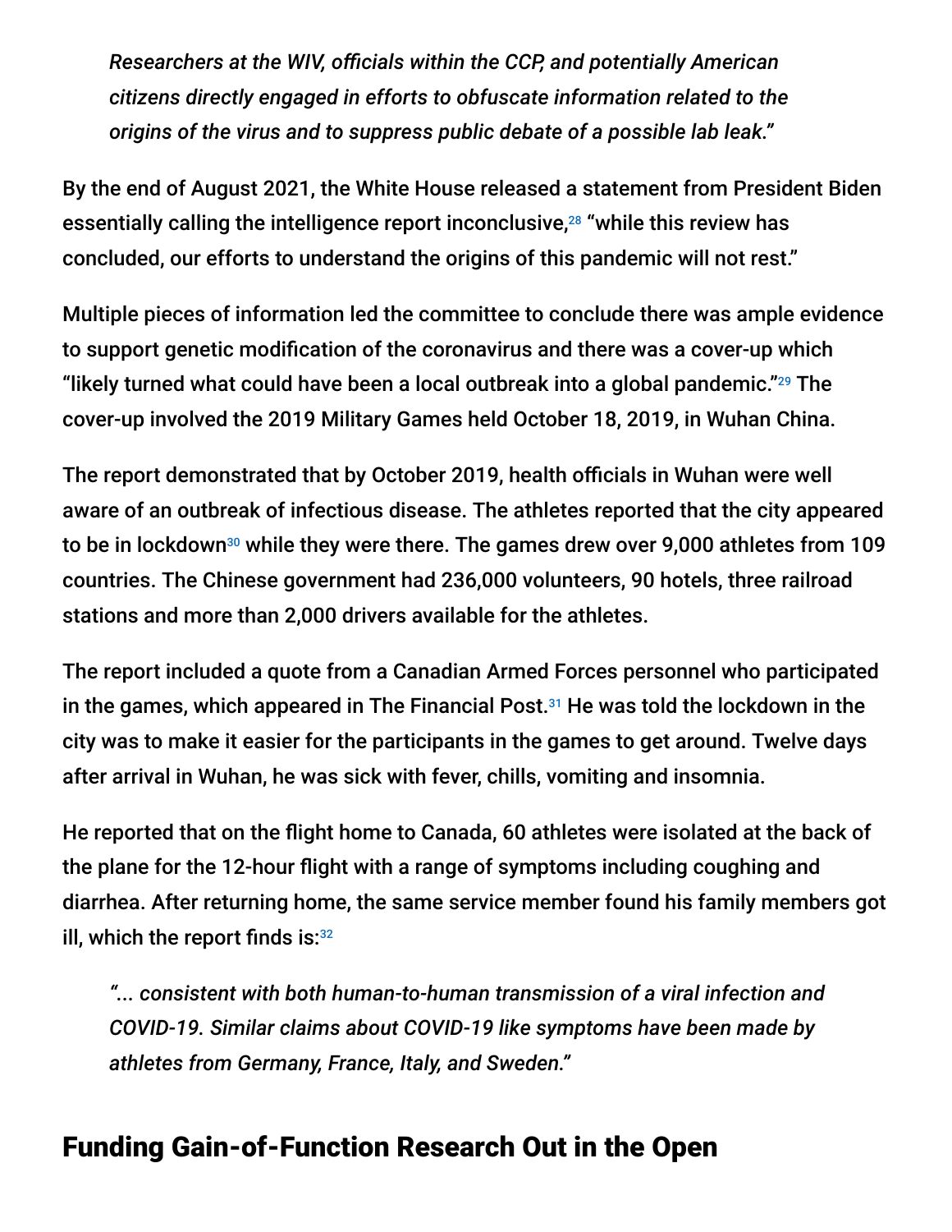*Researchers at the WIV, officials within the CCP, and potentially American citizens directly engaged in efforts to obfuscate information related to the origins of the virus and to suppress public debate of a possible lab leak."*

By the end of August 2021, the White House released a statement from President Biden essentially calling the intelligence report inconclusive,[28] "while this review has concluded, our efforts to understand the origins of this pandemic will not rest."

Multiple pieces of information led the committee to conclude there was ample evidence to support genetic modification of the coronavirus and there was a cover-up which "likely turned what could have been a local outbreak into a global pandemic."[29] The cover-up involved the 2019 Military Games held October 18, 2019, in Wuhan China.

The report demonstrated that by October 2019, health officials in Wuhan were well aware of an outbreak of infectious disease. The athletes reported that the city appeared to be in lockdown[30] while they were there. The games drew over 9,000 athletes from 109 countries. The Chinese government had 236,000 volunteers, 90 hotels, three railroad stations and more than 2,000 drivers available for the athletes.

The report included a quote from a Canadian Armed Forces personnel who participated in the games, which appeared in The Financial Post.[31] He was told the lockdown in the city was to make it easier for the participants in the games to get around. Twelve days after arrival in Wuhan, he was sick with fever, chills, vomiting and insomnia.

He reported that on the flight home to Canada, 60 athletes were isolated at the back of the plane for the 12-hour flight with a range of symptoms including coughing and diarrhea. After returning home, the same service member found his family members got ill, which the report finds is:[32]

*"... consistent with both human-to-human transmission of a viral infection and COVID-19. Similar claims about COVID-19 like symptoms have been made by athletes from Germany, France, Italy, and Sweden."*

## Funding Gain-of-Function Research Out in the Open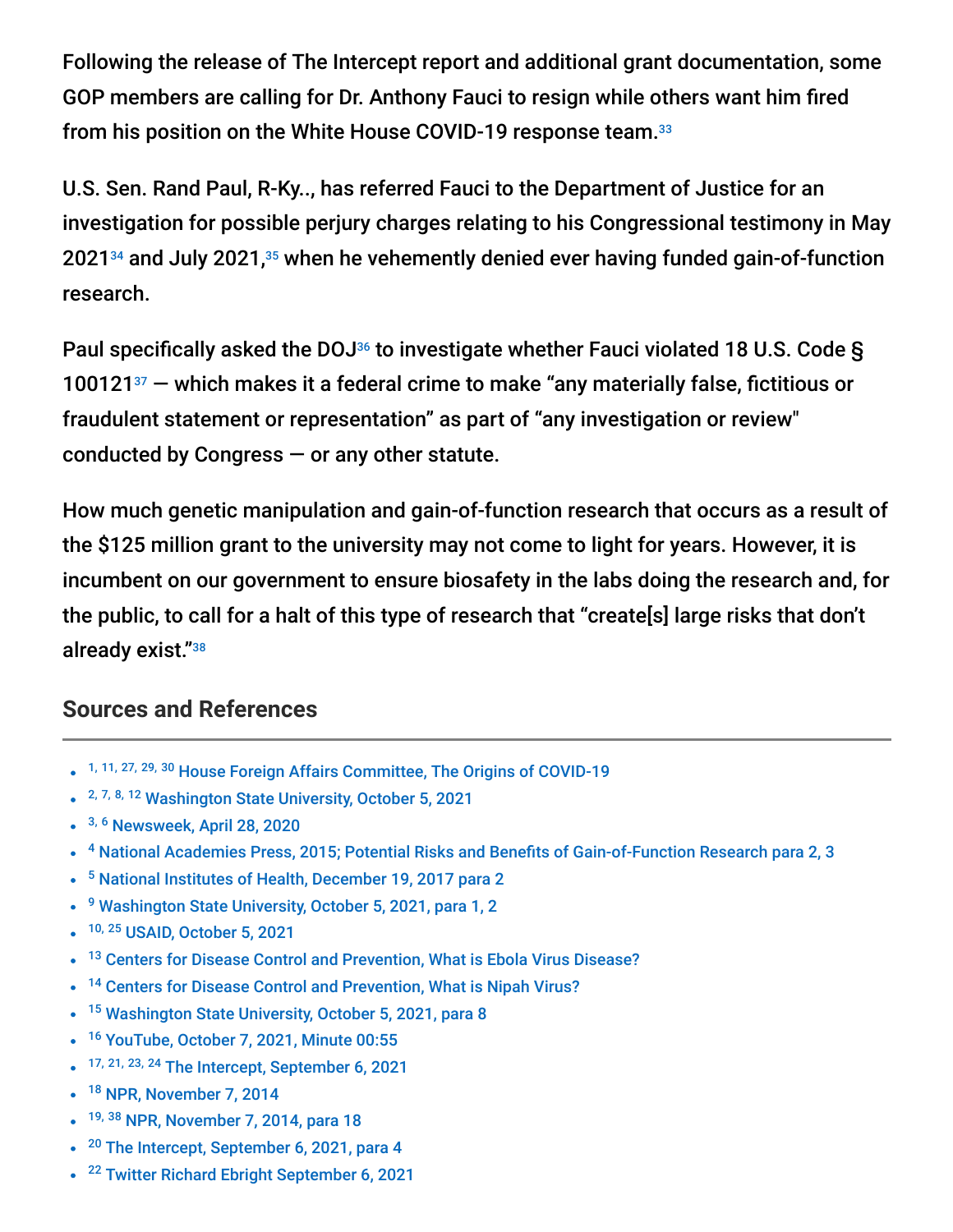Following the release of The Intercept report and additional grant documentation, some GOP members are calling for Dr. Anthony Fauci to resign while others want him fired from his position on the White House COVID-19 response team.[33]

U.S. Sen. Rand Paul, R-Ky.., has referred Fauci to the Department of Justice for an investigation for possible perjury charges relating to his Congressional testimony in May 2021[34] and July 2021,[35] when he vehemently denied ever having funded gain-of-function research.

Paul specifically asked the DOJ[36] to investigate whether Fauci violated 18 U.S. Code § 100121[37] — which makes it a federal crime to make "any materially false, fictitious or fraudulent statement or representation" as part of "any investigation or review" conducted by Congress — or any other statute.

How much genetic manipulation and gain-of-function research that occurs as a result of the $125 million grant to the university may not come to light for years. However, it is incumbent on our government to ensure biosafety in the labs doing the research and, for the public, to call for a halt of this type of research that "create[s] large risks that don't already exist."[38]

## Sources and References

- [1, 11, 27, 29, 30] House Foreign Affairs Committee, The Origins of COVID-19
- [2, 7, 8, 12] Washington State University, October 5, 2021
- [3, 6] Newsweek, April 28, 2020
- [4] National Academies Press, 2015; Potential Risks and Benefits of Gain-of-Function Research para 2, 3
- [5] National Institutes of Health, December 19, 2017 para 2
- [9] Washington State University, October 5, 2021, para 1, 2
- [10, 25] USAID, October 5, 2021
- [13] Centers for Disease Control and Prevention, What is Ebola Virus Disease?
- [14] Centers for Disease Control and Prevention, What is Nipah Virus?
- [15] Washington State University, October 5, 2021, para 8
- [16] YouTube, October 7, 2021, Minute 00:55
- [17, 21, 23, 24] The Intercept, September 6, 2021
- [18] NPR, November 7, 2014
- [19, 38] NPR, November 7, 2014, para 18
- [20] The Intercept, September 6, 2021, para 4
- [22] Twitter Richard Ebright September 6, 2021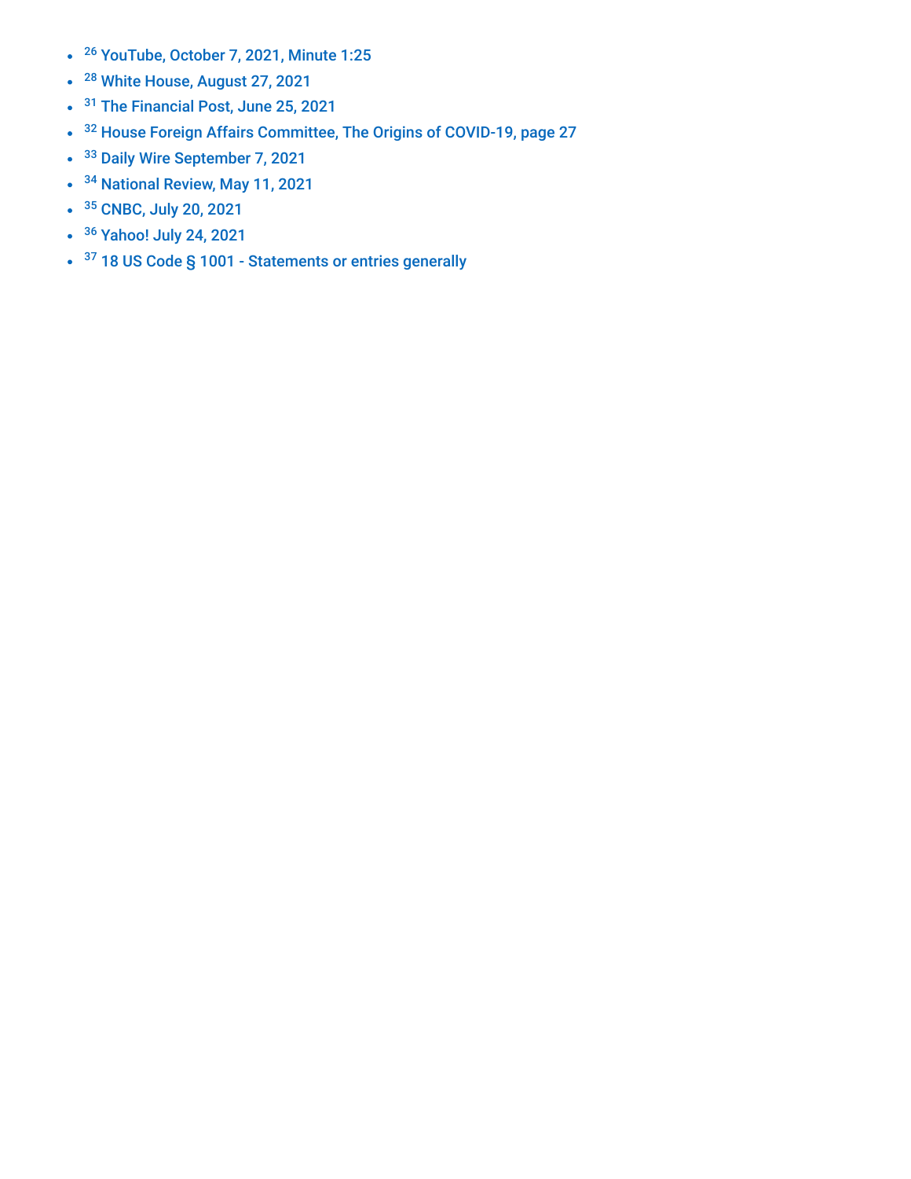- [26] YouTube, October 7, 2021, Minute 1:25
- [28] White House, August 27, 2021
- [31] The Financial Post, June 25, 2021
- [32] House Foreign Affairs Committee, The Origins of COVID-19, page 27
- [33] Daily Wire September 7, 2021
- [34] National Review, May 11, 2021
- [35] CNBC, July 20, 2021
- [36] Yahoo! July 24, 2021
- [37] 18 US Code § 1001 - Statements or entries generally